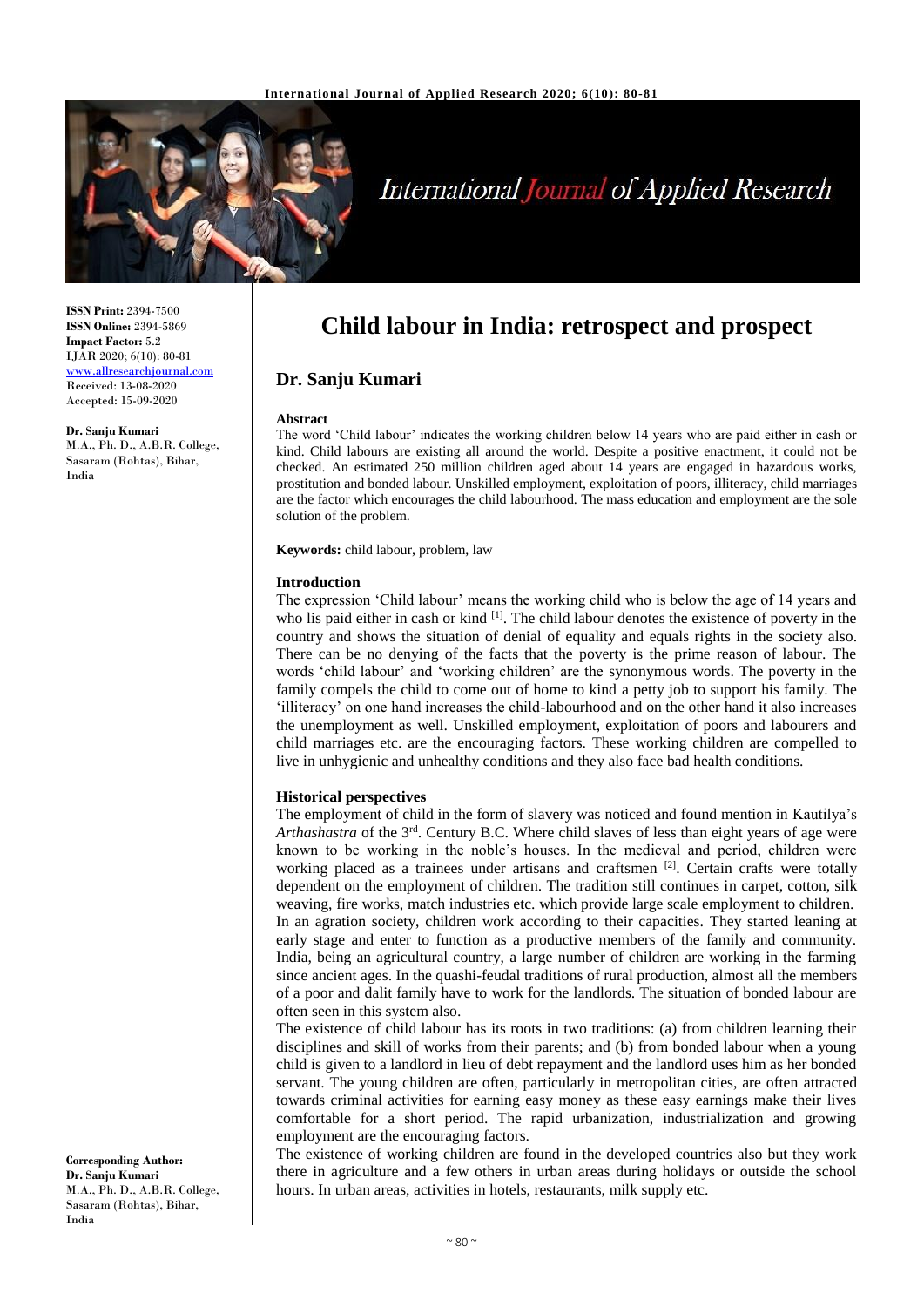# Child labour in India: retrospect and prospect

## Dr. Sanju Kumari

**ISSN Print:** 2394-7500
**ISSN Online:** 2394-5869
**Impact Factor:** 5.2
IJAR 2020; 6(10): 80-81
www.allresearchjournal.com
Received: 13-08-2020
Accepted: 15-09-2020

**Dr. Sanju Kumari**
M.A., Ph. D., A.B.R. College, Sasaram (Rohtas), Bihar, India

**Corresponding Author:**
**Dr. Sanju Kumari**
M.A., Ph. D., A.B.R. College, Sasaram (Rohtas), Bihar, India

### Abstract

The word 'Child labour' indicates the working children below 14 years who are paid either in cash or kind. Child labours are existing all around the world. Despite a positive enactment, it could not be checked. An estimated 250 million children aged about 14 years are engaged in hazardous works, prostitution and bonded labour. Unskilled employment, exploitation of poors, illiteracy, child marriages are the factor which encourages the child labourhood. The mass education and employment are the sole solution of the problem.

**Keywords:** child labour, problem, law

### Introduction

The expression 'Child labour' means the working child who is below the age of 14 years and who lis paid either in cash or kind [1]. The child labour denotes the existence of poverty in the country and shows the situation of denial of equality and equals rights in the society also. There can be no denying of the facts that the poverty is the prime reason of labour. The words 'child labour' and 'working children' are the synonymous words. The poverty in the family compels the child to come out of home to kind a petty job to support his family. The 'illiteracy' on one hand increases the child-labourhood and on the other hand it also increases the unemployment as well. Unskilled employment, exploitation of poors and labourers and child marriages etc. are the encouraging factors. These working children are compelled to live in unhygienic and unhealthy conditions and they also face bad health conditions.

### Historical perspectives

The employment of child in the form of slavery was noticed and found mention in Kautilya's *Arthashastra* of the 3rd. Century B.C. Where child slaves of less than eight years of age were known to be working in the noble's houses. In the medieval and period, children were working placed as a trainees under artisans and craftsmen [2]. Certain crafts were totally dependent on the employment of children. The tradition still continues in carpet, cotton, silk weaving, fire works, match industries etc. which provide large scale employment to children.

In an agration society, children work according to their capacities. They started leaning at early stage and enter to function as a productive members of the family and community. India, being an agricultural country, a large number of children are working in the farming since ancient ages. In the quashi-feudal traditions of rural production, almost all the members of a poor and dalit family have to work for the landlords. The situation of bonded labour are often seen in this system also.

The existence of child labour has its roots in two traditions: (a) from children learning their disciplines and skill of works from their parents; and (b) from bonded labour when a young child is given to a landlord in lieu of debt repayment and the landlord uses him as her bonded servant. The young children are often, particularly in metropolitan cities, are often attracted towards criminal activities for earning easy money as these easy earnings make their lives comfortable for a short period. The rapid urbanization, industrialization and growing employment are the encouraging factors.

The existence of working children are found in the developed countries also but they work there in agriculture and a few others in urban areas during holidays or outside the school hours. In urban areas, activities in hotels, restaurants, milk supply etc.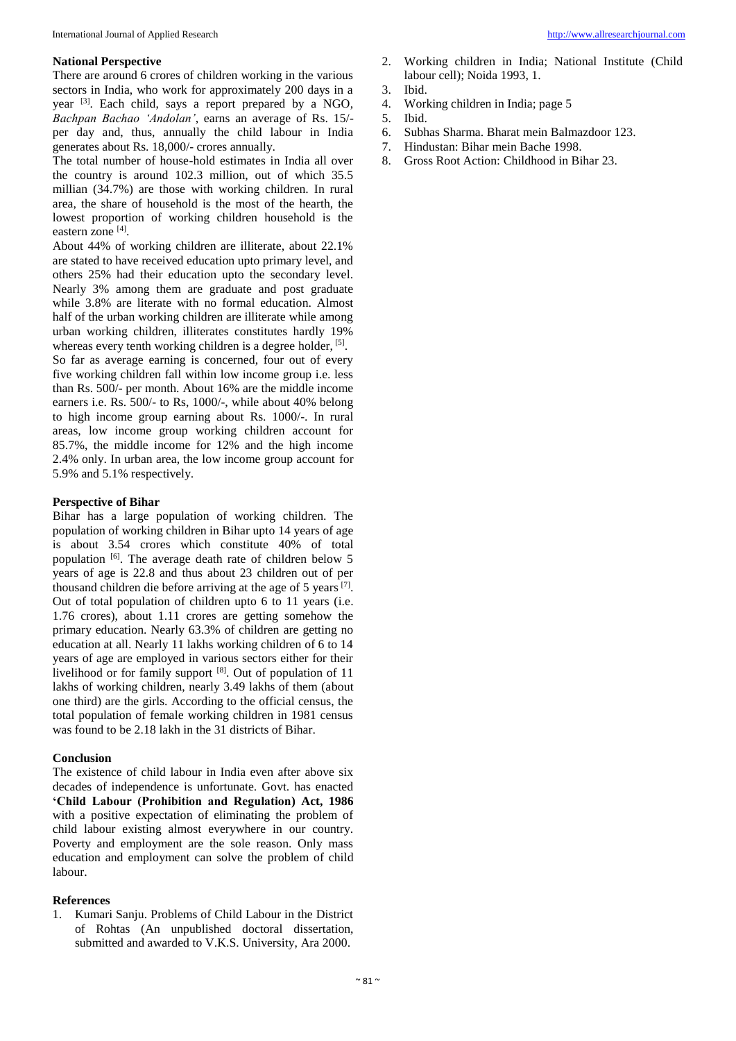## National Perspective

There are around 6 crores of children working in the various sectors in India, who work for approximately 200 days in a year [3]. Each child, says a report prepared by a NGO, *Bachpan Bachao 'Andolan'*, earns an average of Rs. 15/- per day and, thus, annually the child labour in India generates about Rs. 18,000/- crores annually.

The total number of house-hold estimates in India all over the country is around 102.3 million, out of which 35.5 millian (34.7%) are those with working children. In rural area, the share of household is the most of the hearth, the lowest proportion of working children household is the eastern zone [4].

About 44% of working children are illiterate, about 22.1% are stated to have received education upto primary level, and others 25% had their education upto the secondary level. Nearly 3% among them are graduate and post graduate while 3.8% are literate with no formal education. Almost half of the urban working children are illiterate while among urban working children, illiterates constitutes hardly 19% whereas every tenth working children is a degree holder, [5].

So far as average earning is concerned, four out of every five working children fall within low income group i.e. less than Rs. 500/- per month. About 16% are the middle income earners i.e. Rs. 500/- to Rs, 1000/-, while about 40% belong to high income group earning about Rs. 1000/-. In rural areas, low income group working children account for 85.7%, the middle income for 12% and the high income 2.4% only. In urban area, the low income group account for 5.9% and 5.1% respectively.

## Perspective of Bihar

Bihar has a large population of working children. The population of working children in Bihar upto 14 years of age is about 3.54 crores which constitute 40% of total population [6]. The average death rate of children below 5 years of age is 22.8 and thus about 23 children out of per thousand children die before arriving at the age of 5 years [7]. Out of total population of children upto 6 to 11 years (i.e. 1.76 crores), about 1.11 crores are getting somehow the primary education. Nearly 63.3% of children are getting no education at all. Nearly 11 lakhs working children of 6 to 14 years of age are employed in various sectors either for their livelihood or for family support [8]. Out of population of 11 lakhs of working children, nearly 3.49 lakhs of them (about one third) are the girls. According to the official census, the total population of female working children in 1981 census was found to be 2.18 lakh in the 31 districts of Bihar.

## Conclusion

The existence of child labour in India even after above six decades of independence is unfortunate. Govt. has enacted **'Child Labour (Prohibition and Regulation) Act, 1986** with a positive expectation of eliminating the problem of child labour existing almost everywhere in our country. Poverty and employment are the sole reason. Only mass education and employment can solve the problem of child labour.

## References

1. Kumari Sanju. Problems of Child Labour in the District of Rohtas (An unpublished doctoral dissertation, submitted and awarded to V.K.S. University, Ara 2000.
2. Working children in India; National Institute (Child labour cell); Noida 1993, 1.
3. Ibid.
4. Working children in India; page 5
5. Ibid.
6. Subhas Sharma. Bharat mein Balmazdoor 123.
7. Hindustan: Bihar mein Bache 1998.
8. Gross Root Action: Childhood in Bihar 23.